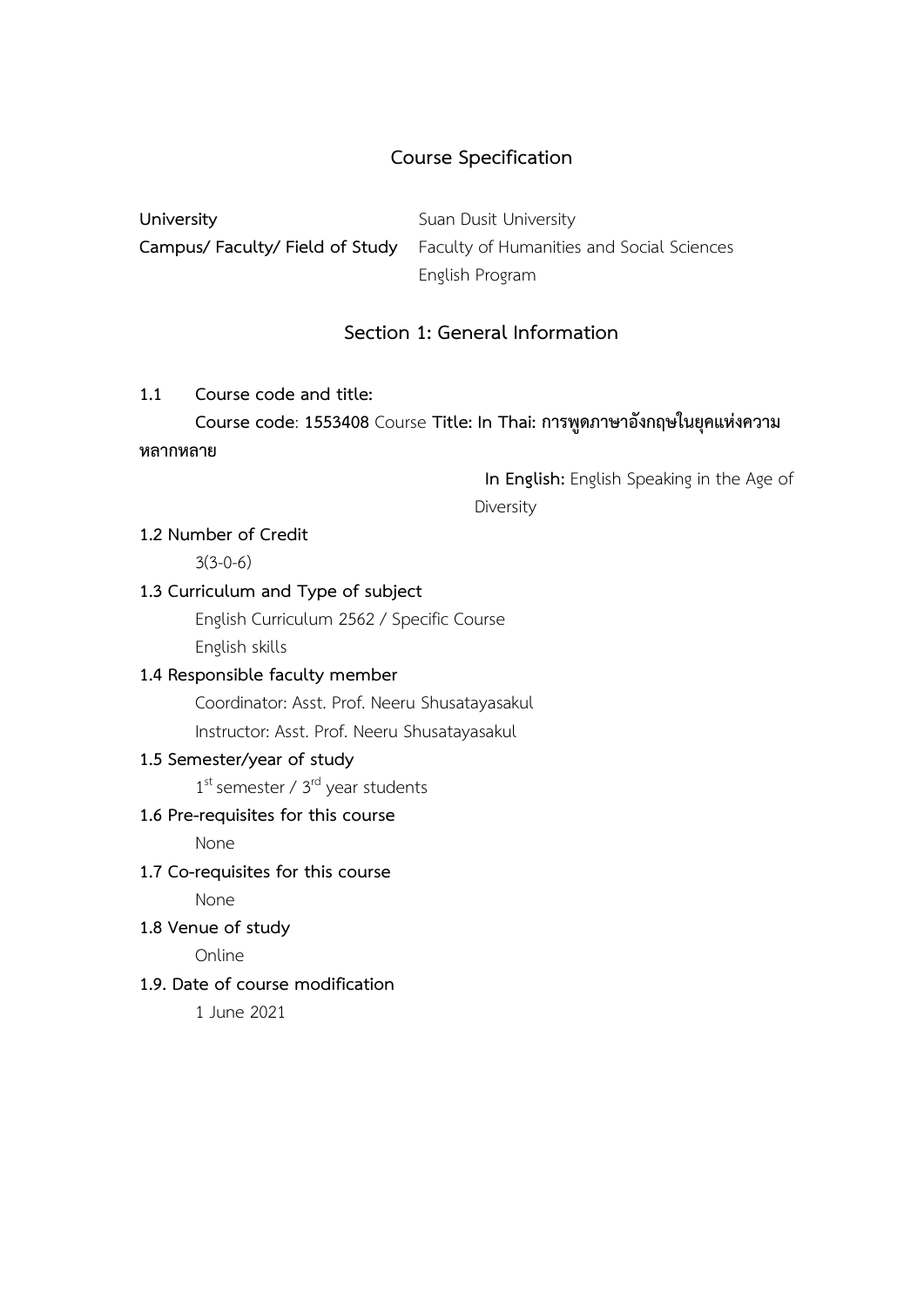# Course Specification

**University** Suan Dusit University

**Campus/ Faculty/ Field of Study** Faculty of Humanities and Social Sciences
English Program

## Section 1: General Information

**1.1 Course code and title:**

**Course code**: **1553408** Course **Title: In Thai: การพูดภาษาอังกฤษในยุคแห่งความหลากหลาย**

**In English:** English Speaking in the Age of Diversity

**1.2 Number of Credit**

3(3-0-6)

**1.3 Curriculum and Type of subject**

English Curriculum 2562 / Specific Course

English skills

**1.4 Responsible faculty member**

Coordinator: Asst. Prof. Neeru Shusatayasakul

Instructor: Asst. Prof. Neeru Shusatayasakul

**1.5 Semester/year of study**

1st semester / 3rd year students

**1.6 Pre-requisites for this course**

None

**1.7 Co-requisites for this course**

None

**1.8 Venue of study**

Online

**1.9. Date of course modification**

1 June 2021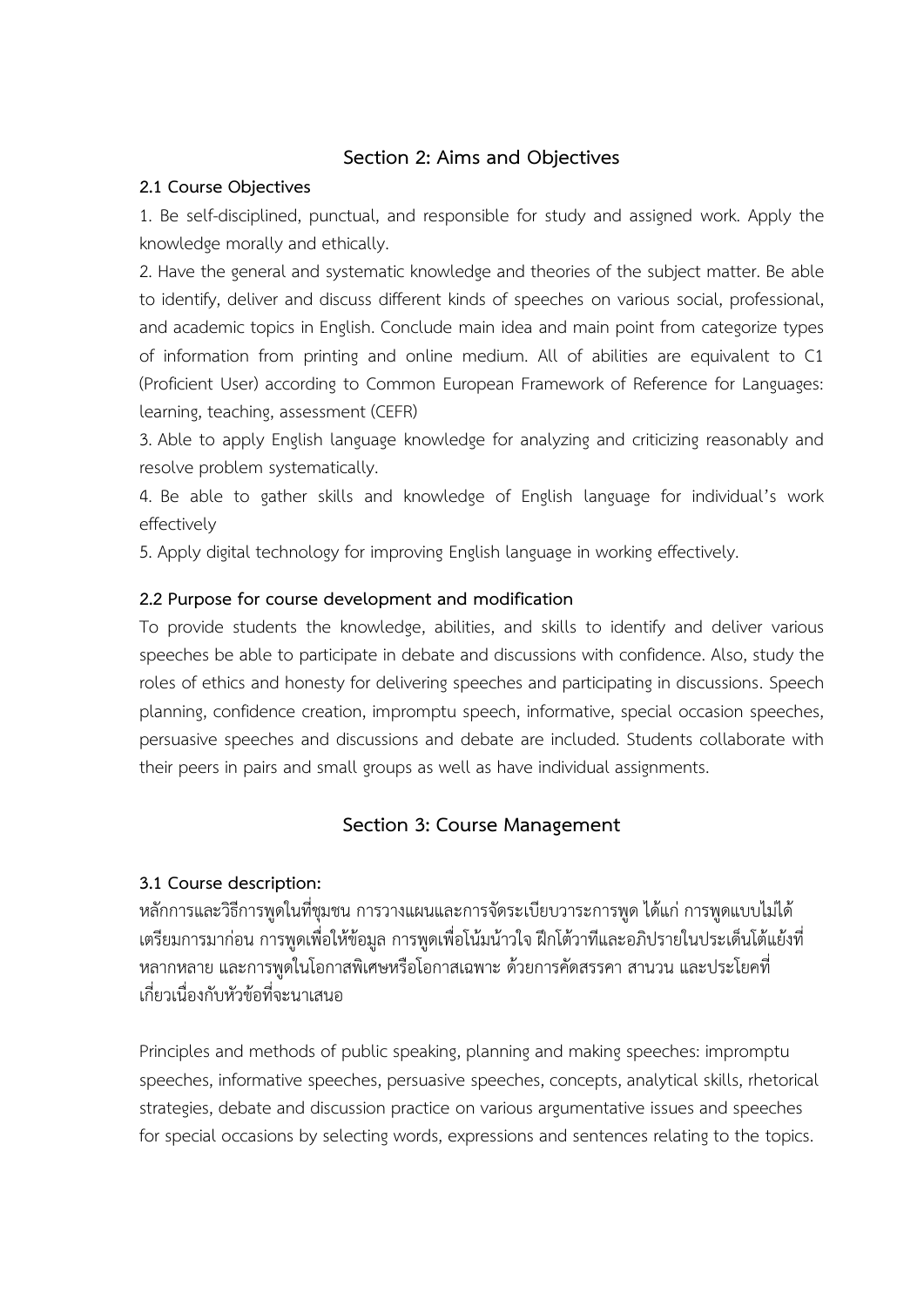## Section 2: Aims and Objectives

### 2.1 Course Objectives

1. Be self-disciplined, punctual, and responsible for study and assigned work. Apply the knowledge morally and ethically.
2. Have the general and systematic knowledge and theories of the subject matter. Be able to identify, deliver and discuss different kinds of speeches on various social, professional, and academic topics in English. Conclude main idea and main point from categorize types of information from printing and online medium. All of abilities are equivalent to C1 (Proficient User) according to Common European Framework of Reference for Languages: learning, teaching, assessment (CEFR)
3. Able to apply English language knowledge for analyzing and criticizing reasonably and resolve problem systematically.
4. Be able to gather skills and knowledge of English language for individual's work effectively
5. Apply digital technology for improving English language in working effectively.

### 2.2 Purpose for course development and modification

To provide students the knowledge, abilities, and skills to identify and deliver various speeches be able to participate in debate and discussions with confidence. Also, study the roles of ethics and honesty for delivering speeches and participating in discussions. Speech planning, confidence creation, impromptu speech, informative, special occasion speeches, persuasive speeches and discussions and debate are included. Students collaborate with their peers in pairs and small groups as well as have individual assignments.

## Section 3: Course Management

### 3.1 Course description:

หลักการและวิธีการพูดในที่ชุมชน การวางแผนและการจัดระเบียบวาระการพูด ได้แก่ การพูดแบบไม่ได้เตรียมการมาก่อน การพูดเพื่อให้ข้อมูล การพูดเพื่อโน้มน้าวใจ ฝึกโต้วาทีและอภิปรายในประเด็นโต้แย้งที่หลากหลาย และการพูดในโอกาสพิเศษหรือโอกาสเฉพาะ ด้วยการคัดสรรคำ สำนวน และประโยคที่เกี่ยวเนื่องกับหัวข้อที่จะนำเสนอ

Principles and methods of public speaking, planning and making speeches: impromptu speeches, informative speeches, persuasive speeches, concepts, analytical skills, rhetorical strategies, debate and discussion practice on various argumentative issues and speeches for special occasions by selecting words, expressions and sentences relating to the topics.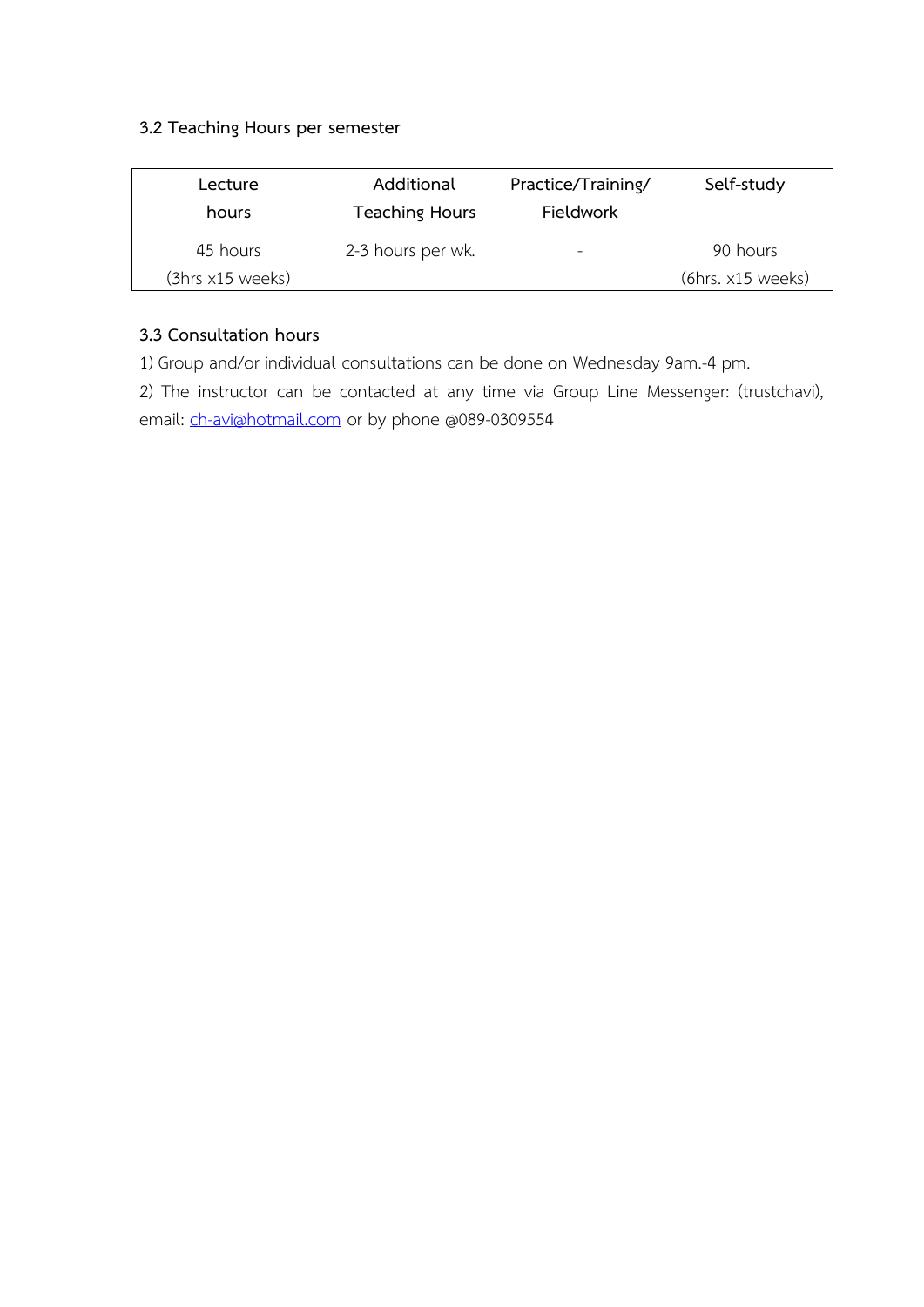**3.2 Teaching Hours per semester**

| Lecture hours | Additional Teaching Hours | Practice/Training/ Fieldwork | Self-study |
|---|---|---|---|
| 45 hours (3hrs x15 weeks) | 2-3 hours per wk. | - | 90 hours (6hrs. x15 weeks) |

**3.3 Consultation hours**

1) Group and/or individual consultations can be done on Wednesday 9am.-4 pm.

2) The instructor can be contacted at any time via Group Line Messenger: (trustchavi), email: ch-avi@hotmail.com or by phone @089-0309554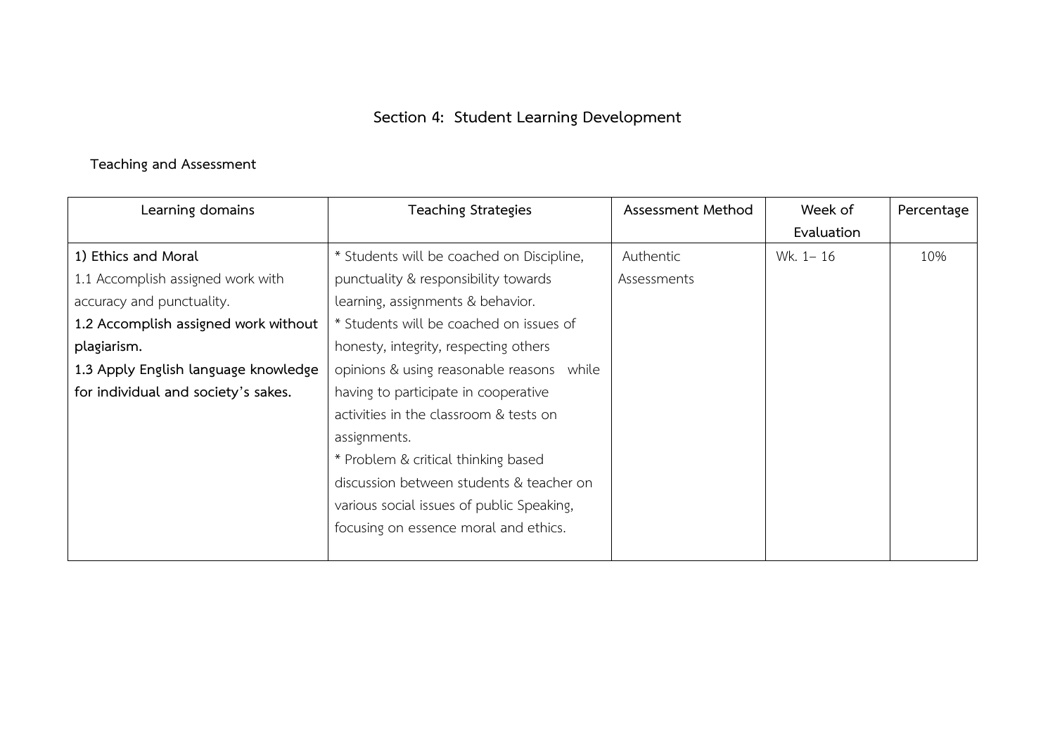## Section 4: Student Learning Development

**Teaching and Assessment**

| Learning domains | Teaching Strategies | Assessment Method | Week of Evaluation | Percentage |
|---|---|---|---|---|
| **1) Ethics and Moral**<br>1.1 Accomplish assigned work with accuracy and punctuality.<br>**1.2 Accomplish assigned work without plagiarism.**<br>**1.3 Apply English language knowledge for individual and society's sakes.** | * Students will be coached on Discipline, punctuality & responsibility towards learning, assignments & behavior.<br>* Students will be coached on issues of honesty, integrity, respecting others opinions & using reasonable reasons while having to participate in cooperative activities in the classroom & tests on assignments.<br>* Problem & critical thinking based discussion between students & teacher on various social issues of public Speaking, focusing on essence moral and ethics. | Authentic Assessments | Wk. 1– 16 | 10% |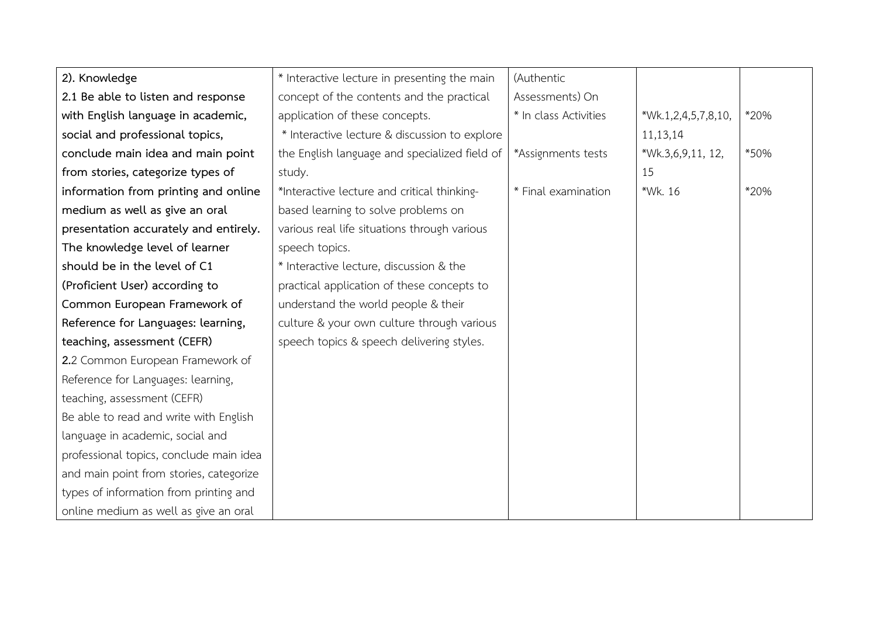| **2). Knowledge**<br>**2.1 Be able to listen and response with English language in academic, social and professional topics, conclude main idea and main point from stories, categorize types of information from printing and online medium as well as give an oral presentation accurately and entirely. The knowledge level of learner should be in the level of C1 (Proficient User) according to Common European Framework of Reference for Languages: learning, teaching, assessment (CEFR)**<br>**2.**2 Common European Framework of Reference for Languages: learning, teaching, assessment (CEFR)<br>Be able to read and write with English language in academic, social and professional topics, conclude main idea and main point from stories, categorize types of information from printing and online medium as well as give an oral | * Interactive lecture in presenting the main concept of the contents and the practical application of these concepts.<br>* Interactive lecture & discussion to explore the English language and specialized field of study.<br>*Interactive lecture and critical thinking-based learning to solve problems on various real life situations through various speech topics.<br>* Interactive lecture, discussion & the practical application of these concepts to understand the world people & their culture & your own culture through various speech topics & speech delivering styles. | (Authentic Assessments) On<br>* In class Activities<br>*Assignments tests<br>* Final examination | <br><br>*Wk.1,2,4,5,7,8,10, 11,13,14<br>*Wk.3,6,9,11, 12, 15<br>*Wk. 16 | <br><br>*20%<br>*50%<br>*20% |
|---|---|---|---|---|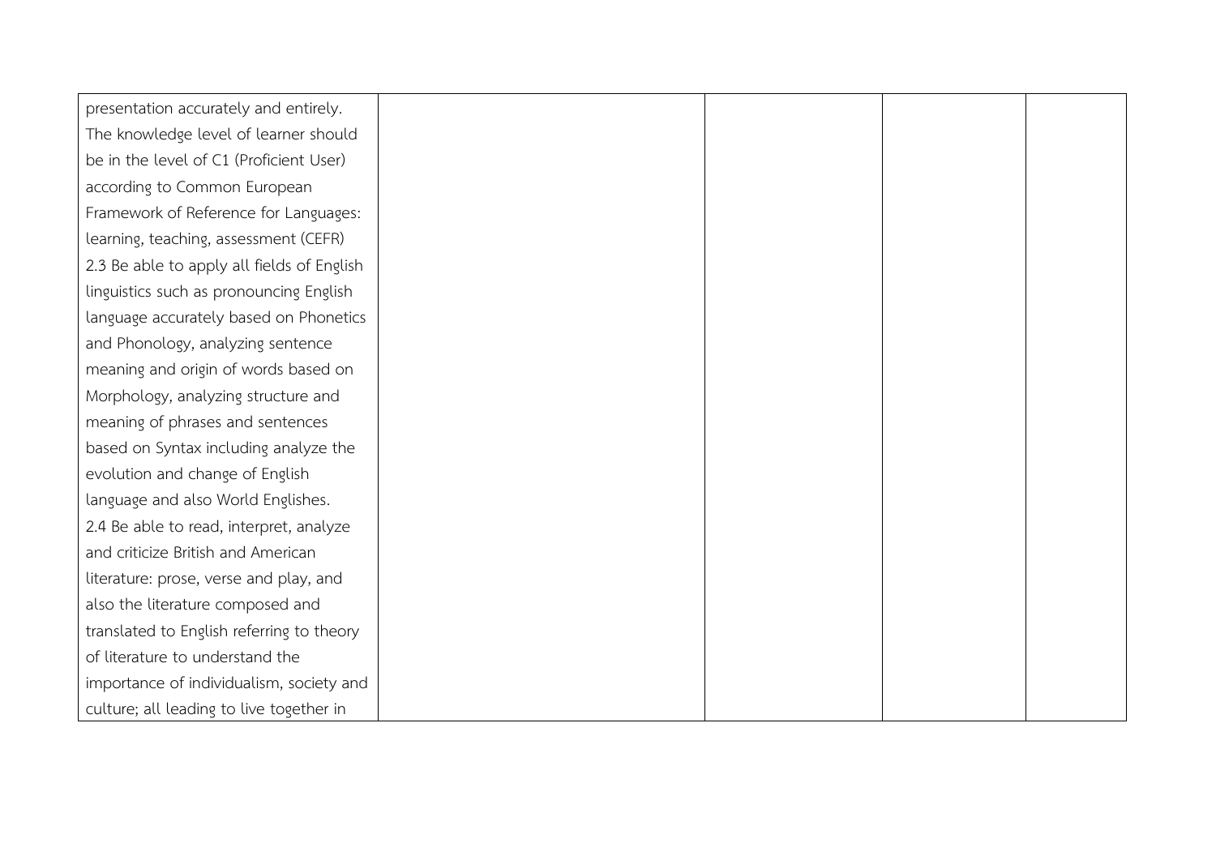| | | | | |
|---|---|---|---|---|
| presentation accurately and entirely. The knowledge level of learner should be in the level of C1 (Proficient User) according to Common European Framework of Reference for Languages: learning, teaching, assessment (CEFR)<br>2.3 Be able to apply all fields of English linguistics such as pronouncing English language accurately based on Phonetics and Phonology, analyzing sentence meaning and origin of words based on Morphology, analyzing structure and meaning of phrases and sentences based on Syntax including analyze the evolution and change of English language and also World Englishes.<br>2.4 Be able to read, interpret, analyze and criticize British and American literature: prose, verse and play, and also the literature composed and translated to English referring to theory of literature to understand the importance of individualism, society and culture; all leading to live together in | | | | |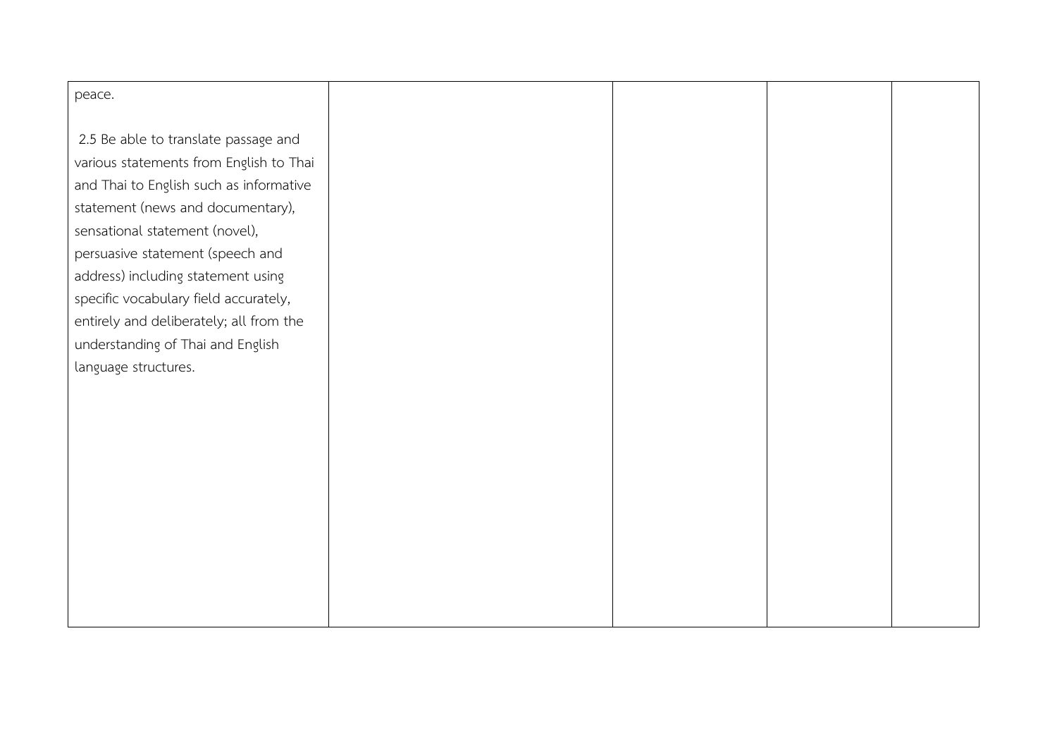| | | | | |
|---|---|---|---|---|
| peace.<br><br>2.5 Be able to translate passage and various statements from English to Thai and Thai to English such as informative statement (news and documentary), sensational statement (novel), persuasive statement (speech and address) including statement using specific vocabulary field accurately, entirely and deliberately; all from the understanding of Thai and English language structures. | | | | |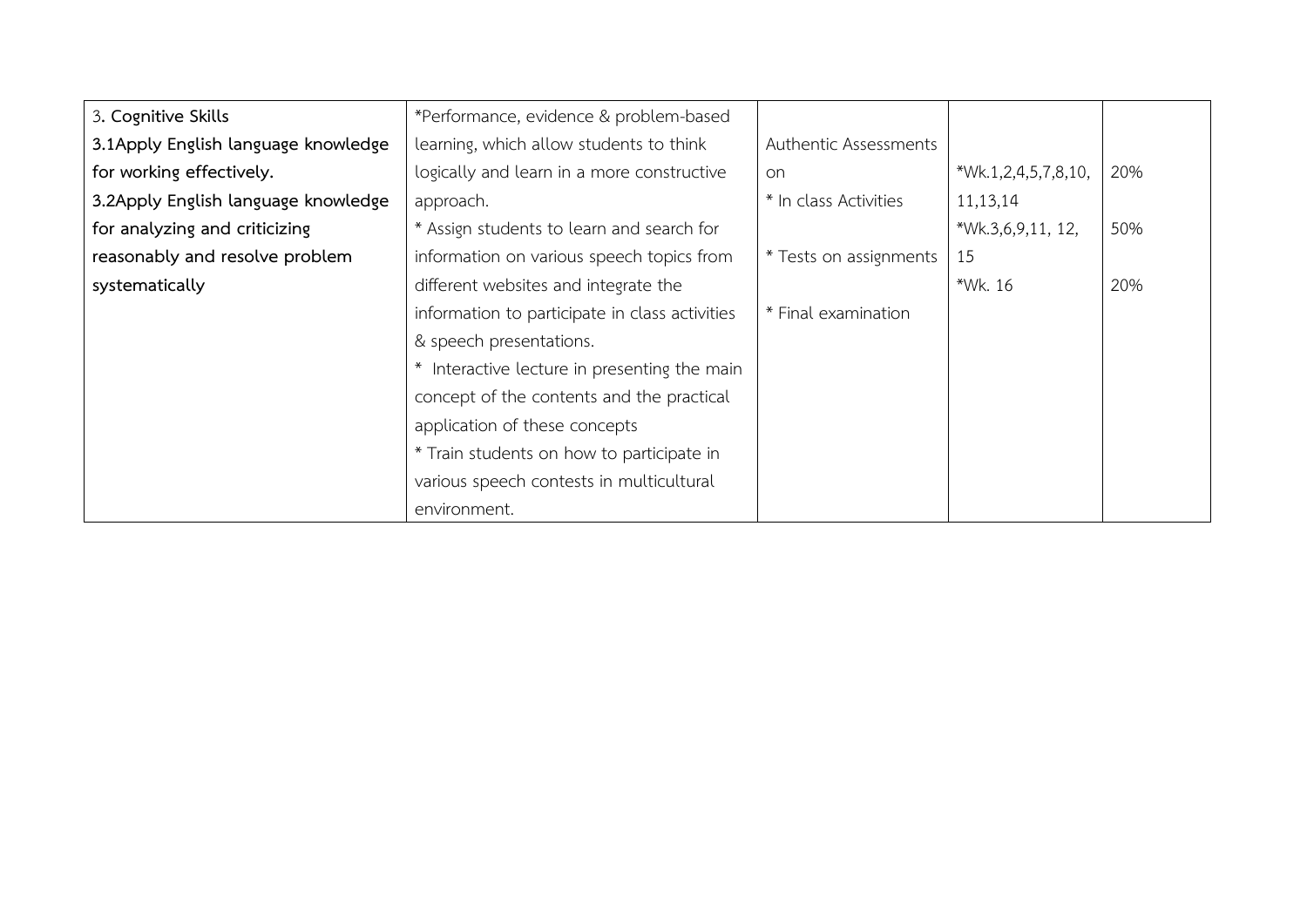| 3**. Cognitive Skills**<br>**3.1Apply English language knowledge for working effectively.**<br>**3.2Apply English language knowledge for analyzing and criticizing reasonably and resolve problem systematically** | *Performance, evidence & problem-based learning, which allow students to think logically and learn in a more constructive approach.<br>* Assign students to learn and search for information on various speech topics from different websites and integrate the information to participate in class activities & speech presentations.<br>* Interactive lecture in presenting the main concept of the contents and the practical application of these concepts<br>* Train students on how to participate in various speech contests in multicultural environment. | Authentic Assessments on<br>* In class Activities<br>* Tests on assignments<br>* Final examination | *Wk.1,2,4,5,7,8,10, 11,13,14<br>*Wk.3,6,9,11, 12, 15<br>*Wk. 16 | 20%<br>50%<br>20% |
|---|---|---|---|---|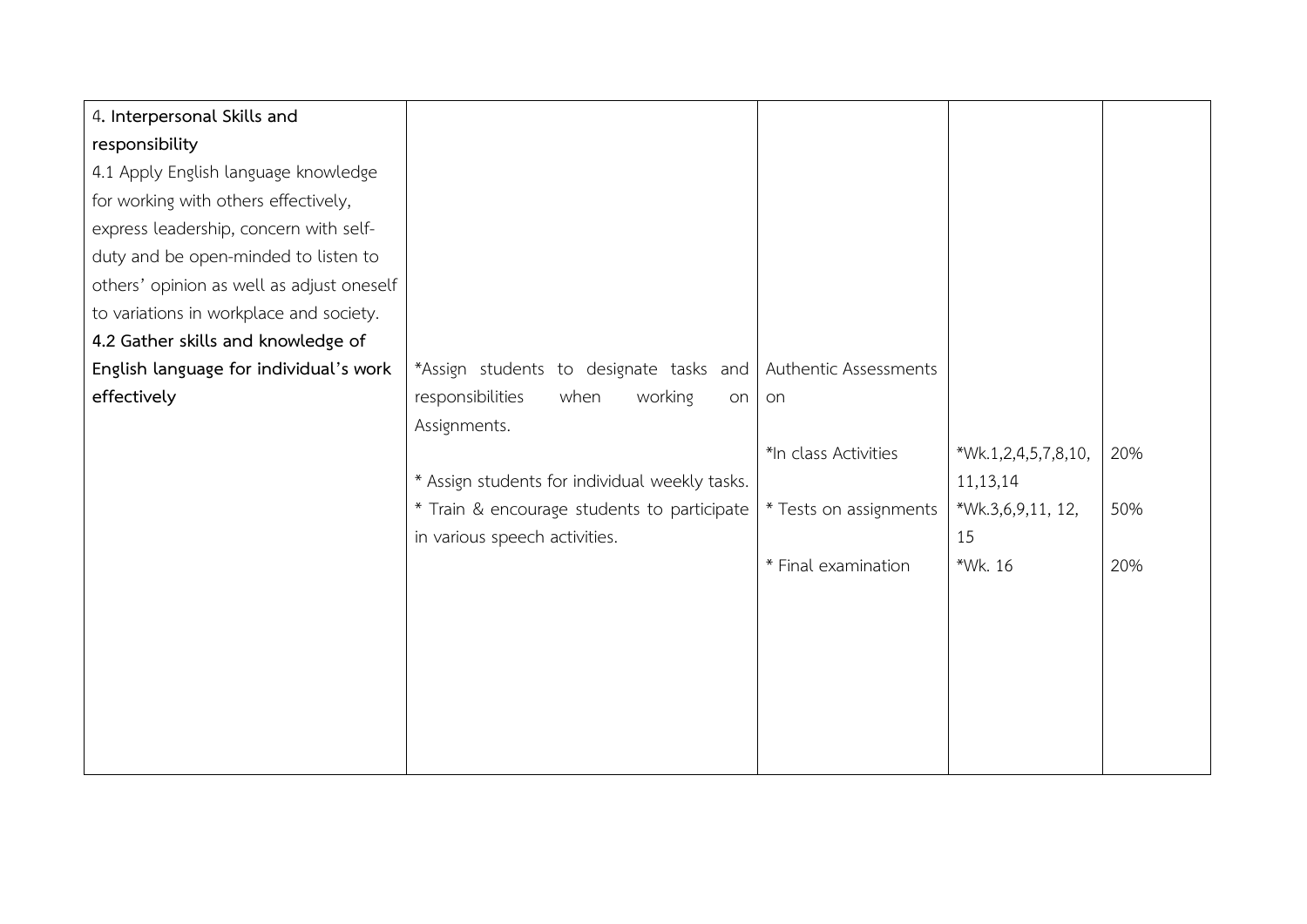| | | | | |
|---|---|---|---|---|
| **4. Interpersonal Skills and responsibility**<br>4.1 Apply English language knowledge for working with others effectively, express leadership, concern with self-duty and be open-minded to listen to others' opinion as well as adjust oneself to variations in workplace and society.<br>**4.2 Gather skills and knowledge of English language for individual's work effectively** | *Assign students to designate tasks and responsibilities when working on Assignments.<br><br>* Assign students for individual weekly tasks.<br>* Train & encourage students to participate in various speech activities. | Authentic Assessments on<br><br>*In class Activities<br><br>* Tests on assignments<br><br>* Final examination | <br><br>*Wk.1,2,4,5,7,8,10, 11,13,14<br>*Wk.3,6,9,11, 12, 15<br>*Wk. 16 | <br><br>20%<br><br>50%<br><br>20% |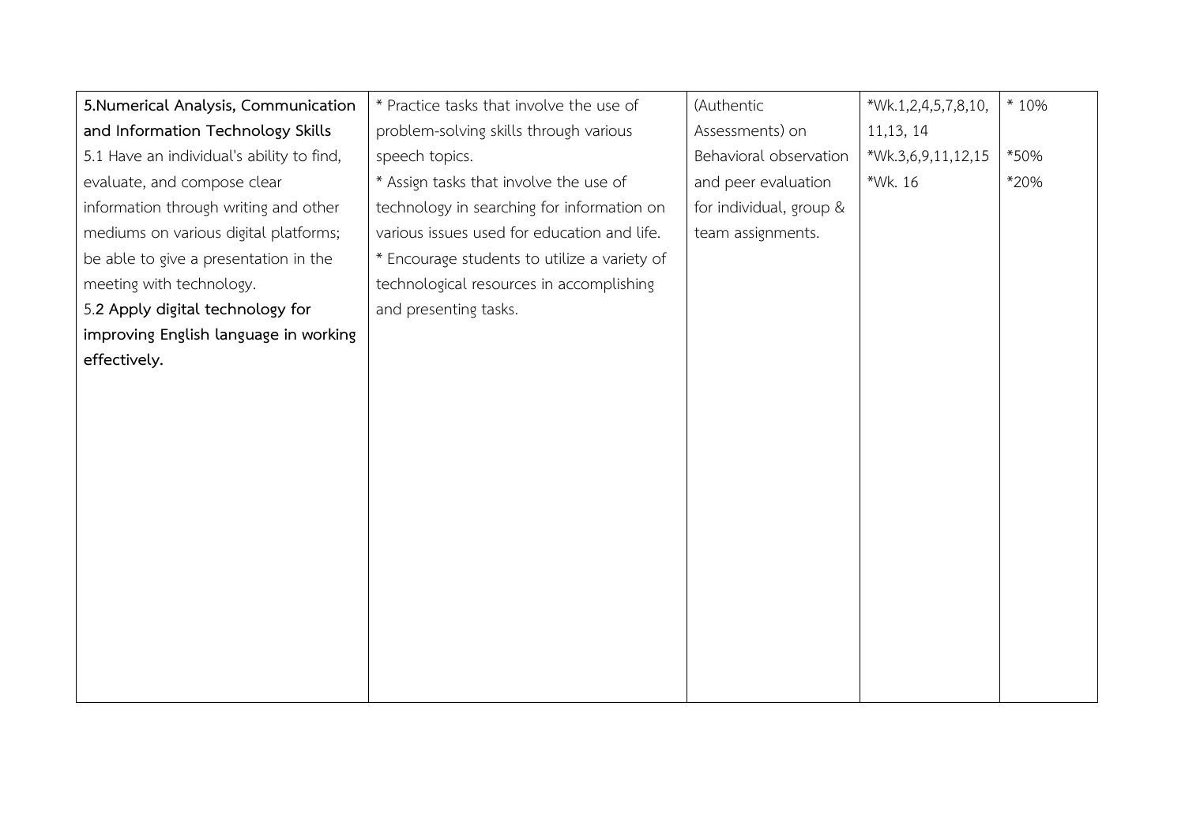| **5.Numerical Analysis, Communication and Information Technology Skills**<br>5.1 Have an individual's ability to find, evaluate, and compose clear information through writing and other mediums on various digital platforms; be able to give a presentation in the meeting with technology.<br>5.**2 Apply digital technology for improving English language in working effectively.** | * Practice tasks that involve the use of problem-solving skills through various speech topics.<br>* Assign tasks that involve the use of technology in searching for information on various issues used for education and life.<br>* Encourage students to utilize a variety of technological resources in accomplishing and presenting tasks. | (Authentic Assessments) on Behavioral observation and peer evaluation for individual, group & team assignments. | *Wk.1,2,4,5,7,8,10, 11,13, 14<br>*Wk.3,6,9,11,12,15<br>*Wk. 16 | * 10%<br><br>*50%<br>*20% |
|---|---|---|---|---|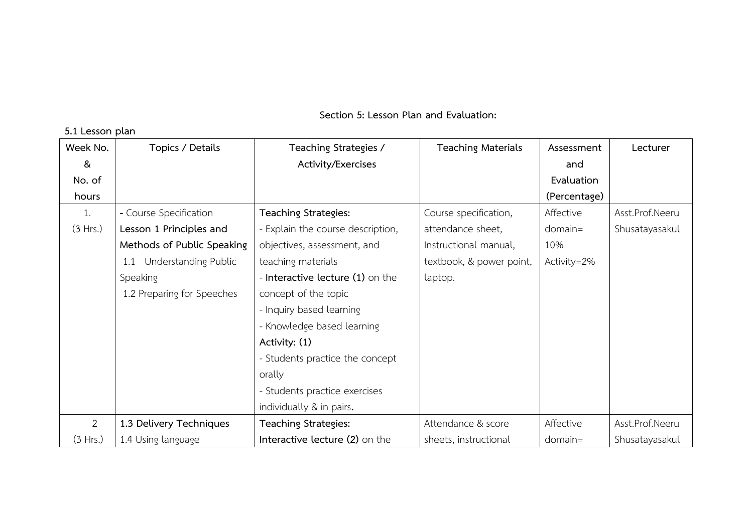**Section 5: Lesson Plan and Evaluation:**

**5.1 Lesson plan**

| Week No. & No. of hours | Topics / Details | Teaching Strategies / Activity/Exercises | Teaching Materials | Assessment and Evaluation (Percentage) | Lecturer |
|---|---|---|---|---|---|
| 1. (3 Hrs.) | - Course Specification<br>**Lesson 1 Principles and Methods of Public Speaking**<br>1.1 Understanding Public Speaking<br>1.2 Preparing for Speeches | **Teaching Strategies:**<br>- Explain the course description, objectives, assessment, and teaching materials<br>- **Interactive lecture (1)** on the concept of the topic<br>- Inquiry based learning<br>- Knowledge based learning<br>**Activity: (1)**<br>- Students practice the concept orally<br>- Students practice exercises individually & in pairs. | Course specification, attendance sheet, Instructional manual, textbook, & power point, laptop. | Affective domain= 10%<br>Activity=2% | Asst.Prof.Neeru Shusatayasakul |
| 2 (3 Hrs.) | **1.3 Delivery Techniques**<br>1.4 Using language | **Teaching Strategies:**<br>**Interactive lecture (2)** on the | Attendance & score sheets, instructional | Affective domain= | Asst.Prof.Neeru Shusatayasakul |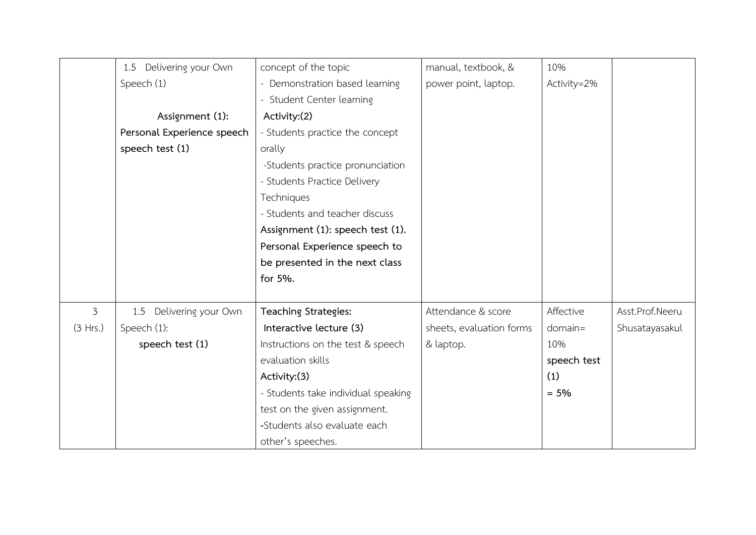| | | | | | |
|---|---|---|---|---|---|
| | 1.5 Delivering your Own Speech (1)<br><br>**Assignment (1): Personal Experience speech speech test (1)** | concept of the topic<br>- Demonstration based learning<br>- Student Center learning<br>**Activity:(2)**<br>- Students practice the concept orally<br>-Students practice pronunciation<br>- Students Practice Delivery Techniques<br>- Students and teacher discuss<br>**Assignment (1): speech test (1). Personal Experience speech to be presented in the next class for 5%.** | manual, textbook, & power point, laptop. | 10%<br>Activity=2% | |
| 3<br>(3 Hrs.) | 1.5 Delivering your Own Speech (1):<br>**speech test (1)** | **Teaching Strategies:**<br>**Interactive lecture (3)**<br>Instructions on the test & speech evaluation skills<br>**Activity:(3)**<br>- Students take individual speaking test on the given assignment.<br>-Students also evaluate each other's speeches. | Attendance & score sheets, evaluation forms & laptop. | Affective domain= 10%<br>**speech test (1) = 5%** | Asst.Prof.Neeru Shusatayasakul |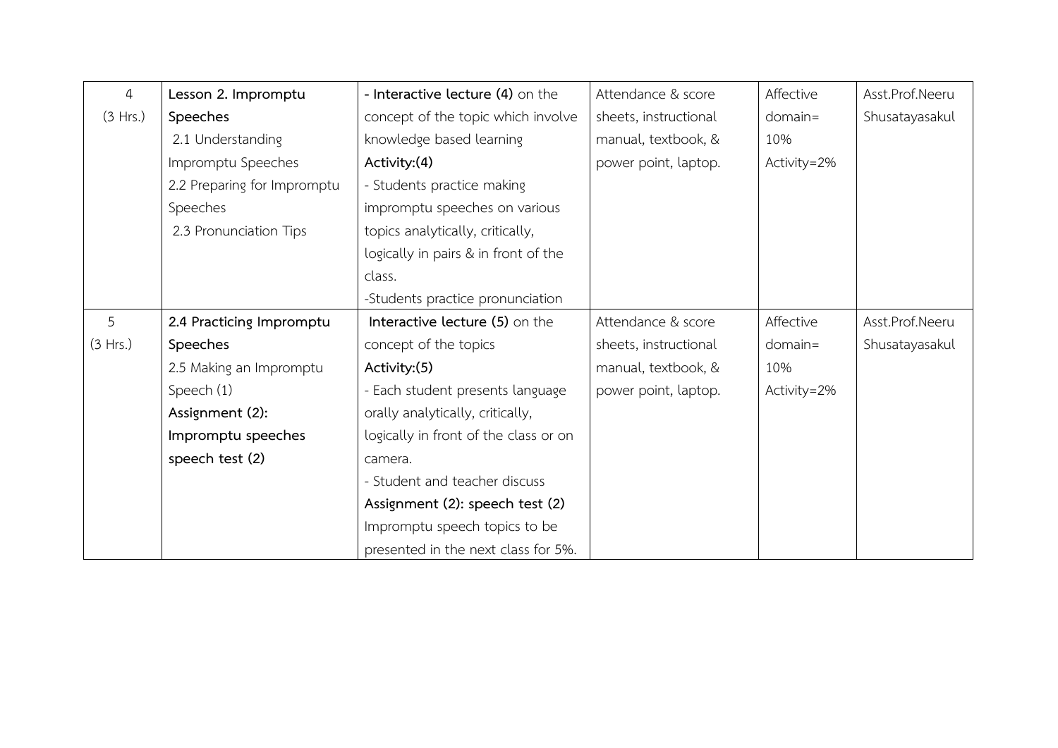| 4 (3 Hrs.) | **Lesson 2. Impromptu Speeches** 2.1 Understanding Impromptu Speeches 2.2 Preparing for Impromptu Speeches 2.3 Pronunciation Tips | **- Interactive lecture (4)** on the concept of the topic which involve knowledge based learning **Activity:(4)** - Students practice making impromptu speeches on various topics analytically, critically, logically in pairs & in front of the class. -Students practice pronunciation | Attendance & score sheets, instructional manual, textbook, & power point, laptop. | Affective domain= 10% Activity=2% | Asst.Prof.Neeru Shusatayasakul |
|---|---|---|---|---|---|
| 5 (3 Hrs.) | **2.4 Practicing Impromptu Speeches** 2.5 Making an Impromptu Speech (1) **Assignment (2): Impromptu speeches speech test (2)** | **Interactive lecture (5)** on the concept of the topics **Activity:(5)** - Each student presents language orally analytically, critically, logically in front of the class or on camera. - Student and teacher discuss **Assignment (2): speech test (2)** Impromptu speech topics to be presented in the next class for 5%. | Attendance & score sheets, instructional manual, textbook, & power point, laptop. | Affective domain= 10% Activity=2% | Asst.Prof.Neeru Shusatayasakul |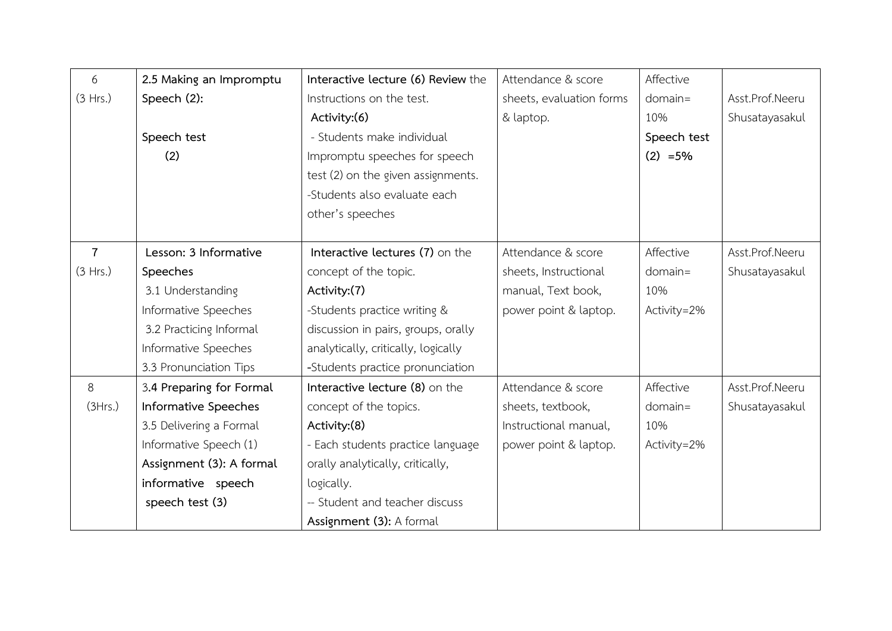| 6 (3 Hrs.) | **2.5 Making an Impromptu Speech (2):**<br><br>**Speech test (2)** | **Interactive lecture (6) Review** the Instructions on the test.<br>**Activity:(6)**<br>- Students make individual Impromptu speeches for speech test (2) on the given assignments.<br>-Students also evaluate each other's speeches | Attendance & score sheets, evaluation forms & laptop. | Affective domain= 10%<br>**Speech test (2) =5%** | Asst.Prof.Neeru Shusatayasakul |
|---|---|---|---|---|---|
| **7** (3 Hrs.) | **Lesson: 3 Informative Speeches**<br>3.1 Understanding Informative Speeches<br>3.2 Practicing Informal Informative Speeches<br>3.3 Pronunciation Tips | **Interactive lectures (7)** on the concept of the topic.<br>**Activity:(7)**<br>-Students practice writing & discussion in pairs, groups, orally analytically, critically, logically<br>-Students practice pronunciation | Attendance & score sheets, Instructional manual, Text book, power point & laptop. | Affective domain= 10%<br>Activity=2% | Asst.Prof.Neeru Shusatayasakul |
| 8 (3Hrs.) | 3**.4 Preparing for Formal Informative Speeches**<br>3.5 Delivering a Formal Informative Speech (1)<br>**Assignment (3): A formal informative speech**<br>**speech test (3)** | **Interactive lecture (8)** on the concept of the topics.<br>**Activity:(8)**<br>- Each students practice language orally analytically, critically, logically.<br>-- Student and teacher discuss<br>**Assignment (3):** A formal | Attendance & score sheets, textbook, Instructional manual, power point & laptop. | Affective domain= 10%<br>Activity=2% | Asst.Prof.Neeru Shusatayasakul |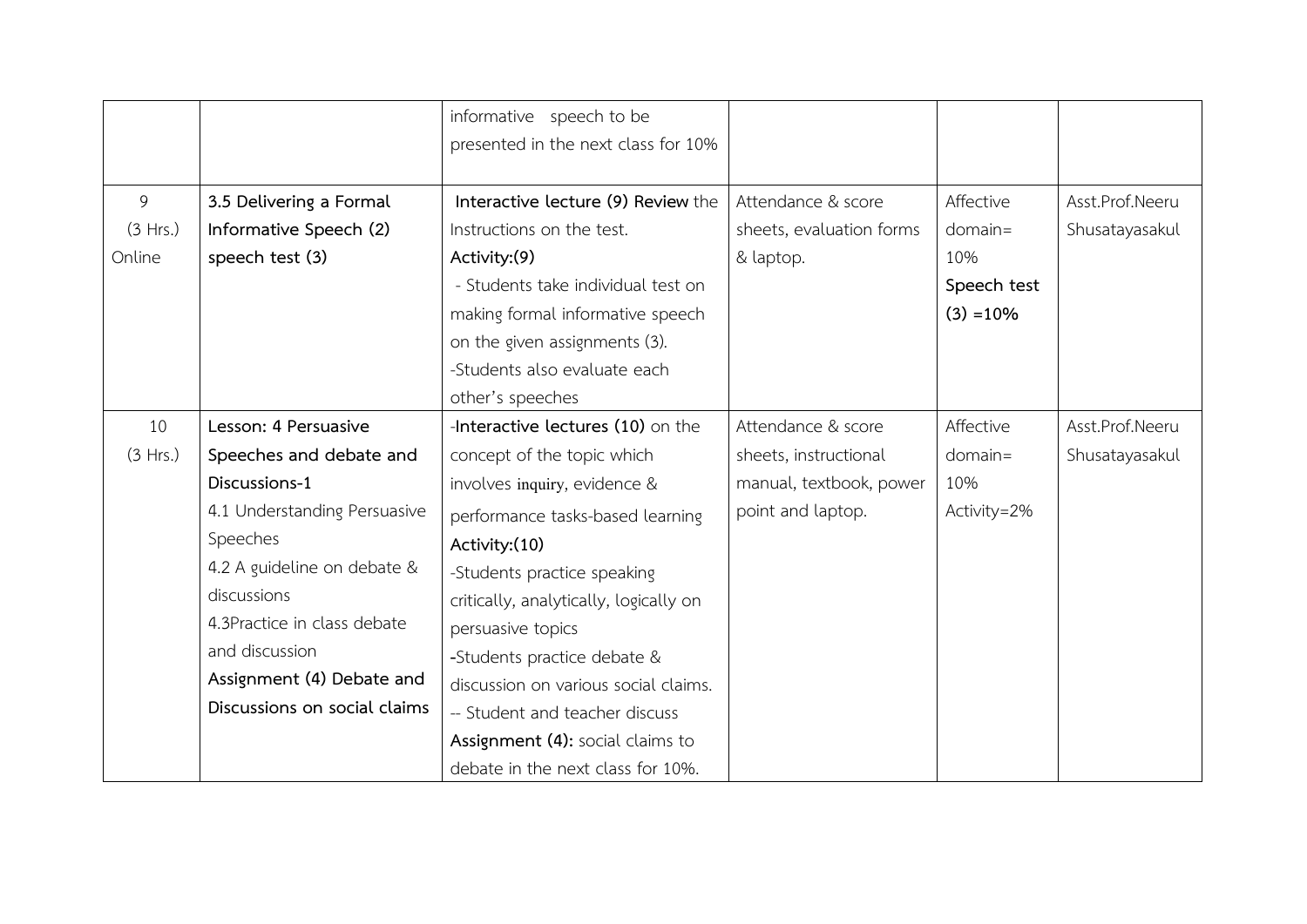| | | | | | |
|---|---|---|---|---|---|
| | | informative speech to be presented in the next class for 10% | | | |
| 9<br>(3 Hrs.)<br>Online | **3.5 Delivering a Formal Informative Speech (2) speech test (3)** | **Interactive lecture (9) Review** the Instructions on the test.<br>**Activity:(9)**<br>- Students take individual test on making formal informative speech on the given assignments (3).<br>-Students also evaluate each other's speeches | Attendance & score sheets, evaluation forms & laptop. | Affective domain= 10%<br>**Speech test (3) =10%** | Asst.Prof.Neeru Shusatayasakul |
| 10<br>(3 Hrs.) | **Lesson: 4 Persuasive Speeches and debate and Discussions-1**<br>4.1 Understanding Persuasive Speeches<br>4.2 A guideline on debate & discussions<br>4.3Practice in class debate and discussion<br>**Assignment (4) Debate and Discussions on social claims** | -**Interactive lectures (10)** on the concept of the topic which involves inquiry, evidence & performance tasks-based learning<br>**Activity:(10)**<br>-Students practice speaking critically, analytically, logically on persuasive topics<br>-Students practice debate & discussion on various social claims.<br>-- Student and teacher discuss<br>**Assignment (4):** social claims to debate in the next class for 10%. | Attendance & score sheets, instructional manual, textbook, power point and laptop. | Affective domain= 10%<br>Activity=2% | Asst.Prof.Neeru Shusatayasakul |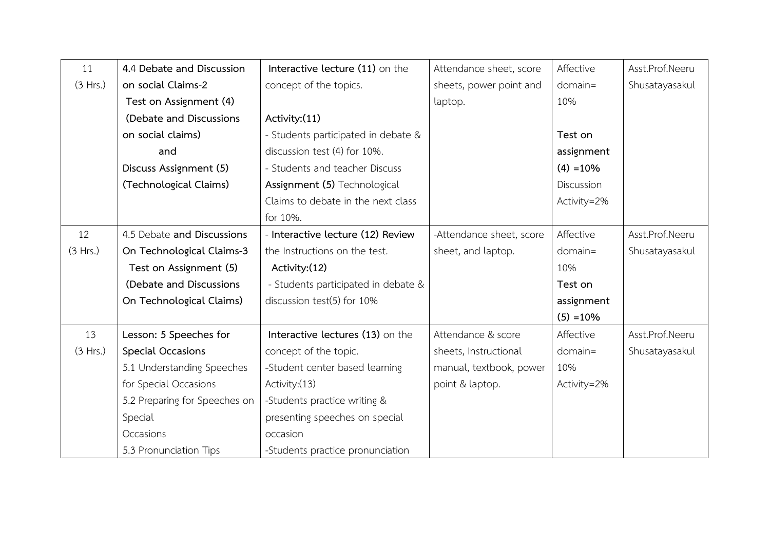| 11 (3 Hrs.) | **4.4 Debate and Discussion on social Claims-2** **Test on Assignment (4) (Debate and Discussions on social claims) and Discuss Assignment (5) (Technological Claims)** | **Interactive lecture (11)** on the concept of the topics. **Activity:(11)** - Students participated in debate & discussion test (4) for 10%. - Students and teacher Discuss **Assignment (5)** Technological Claims to debate in the next class for 10%. | Attendance sheet, score sheets, power point and laptop. | Affective domain= 10% **Test on assignment (4) =10%** Discussion Activity=2% | Asst.Prof.Neeru Shusatayasakul |
|---|---|---|---|---|---|
| 12 (3 Hrs.) | 4.5 Debate **and Discussions On Technological Claims-3** **Test on Assignment (5) (Debate and Discussions On Technological Claims)** | - **Interactive lecture (12) Review** the Instructions on the test. **Activity:(12)** - Students participated in debate & discussion test(5) for 10% | -Attendance sheet, score sheet, and laptop. | Affective domain= 10% **Test on assignment (5) =10%** | Asst.Prof.Neeru Shusatayasakul |
| 13 (3 Hrs.) | **Lesson: 5 Speeches for Special Occasions** 5.1 Understanding Speeches for Special Occasions 5.2 Preparing for Speeches on Special Occasions 5.3 Pronunciation Tips | **Interactive lectures (13)** on the concept of the topic. -Student center based learning Activity:(13) -Students practice writing & presenting speeches on special occasion -Students practice pronunciation | Attendance & score sheets, Instructional manual, textbook, power point & laptop. | Affective domain= 10% Activity=2% | Asst.Prof.Neeru Shusatayasakul |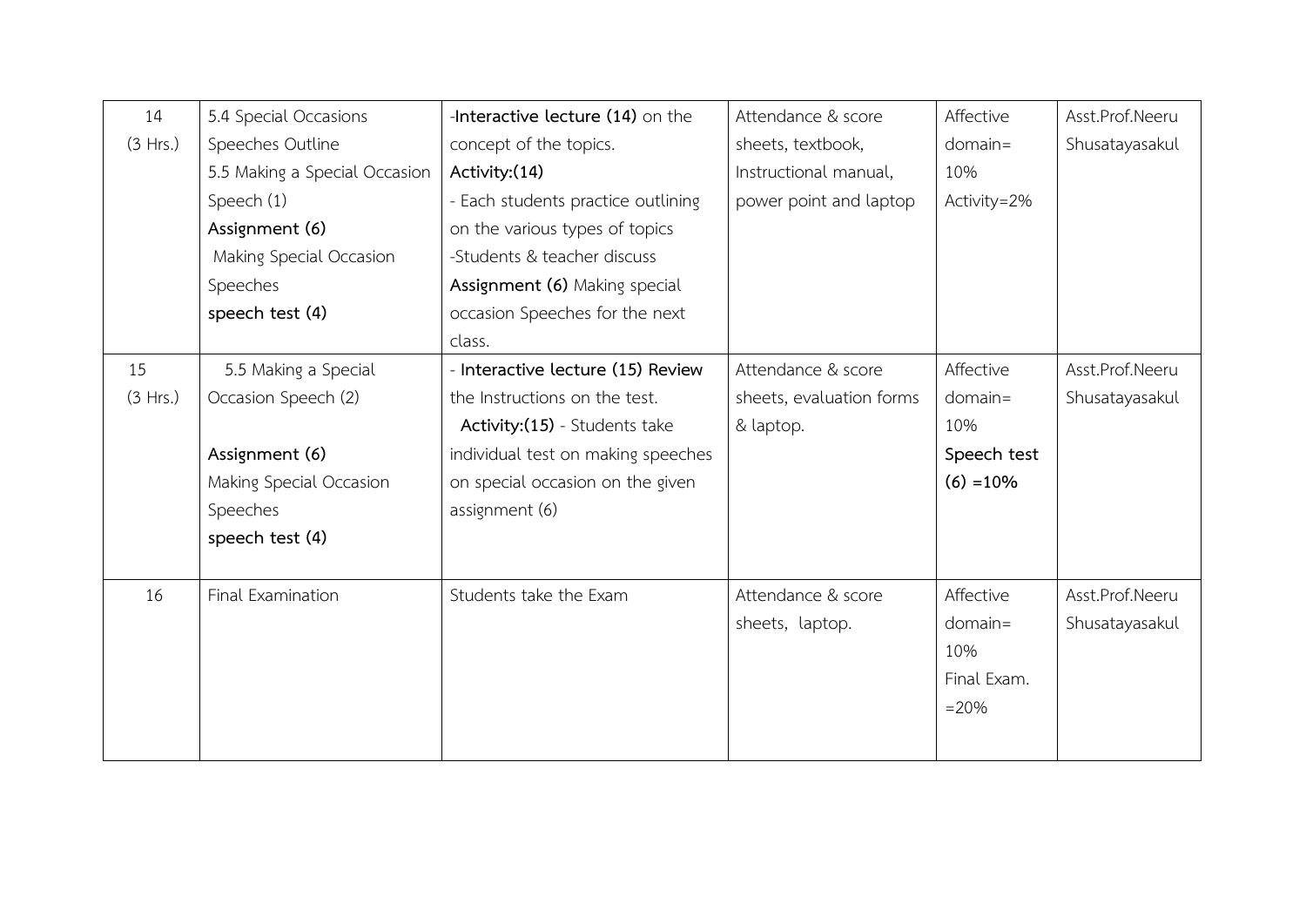| 14 (3 Hrs.) | 5.4 Special Occasions Speeches Outline<br>5.5 Making a Special Occasion Speech (1)<br>**Assignment (6)**<br>Making Special Occasion Speeches<br>**speech test (4)** | -**Interactive lecture (14)** on the concept of the topics.<br>**Activity:(14)**<br>- Each students practice outlining on the various types of topics<br>-Students & teacher discuss<br>**Assignment (6)** Making special occasion Speeches for the next class. | Attendance & score sheets, textbook, Instructional manual, power point and laptop | Affective domain= 10%<br>Activity=2% | Asst.Prof.Neeru Shusatayasakul |
|---|---|---|---|---|---|
| 15 (3 Hrs.) | 5.5 Making a Special Occasion Speech (2)<br><br>**Assignment (6)**<br>Making Special Occasion Speeches<br>**speech test (4)** | - **Interactive lecture (15) Review** the Instructions on the test.<br>**Activity:(15)** - Students take individual test on making speeches on special occasion on the given assignment (6) | Attendance & score sheets, evaluation forms & laptop. | Affective domain= 10%<br>**Speech test (6) =10%** | Asst.Prof.Neeru Shusatayasakul |
| 16 | Final Examination | Students take the Exam | Attendance & score sheets, laptop. | Affective domain= 10%<br>Final Exam. =20% | Asst.Prof.Neeru Shusatayasakul |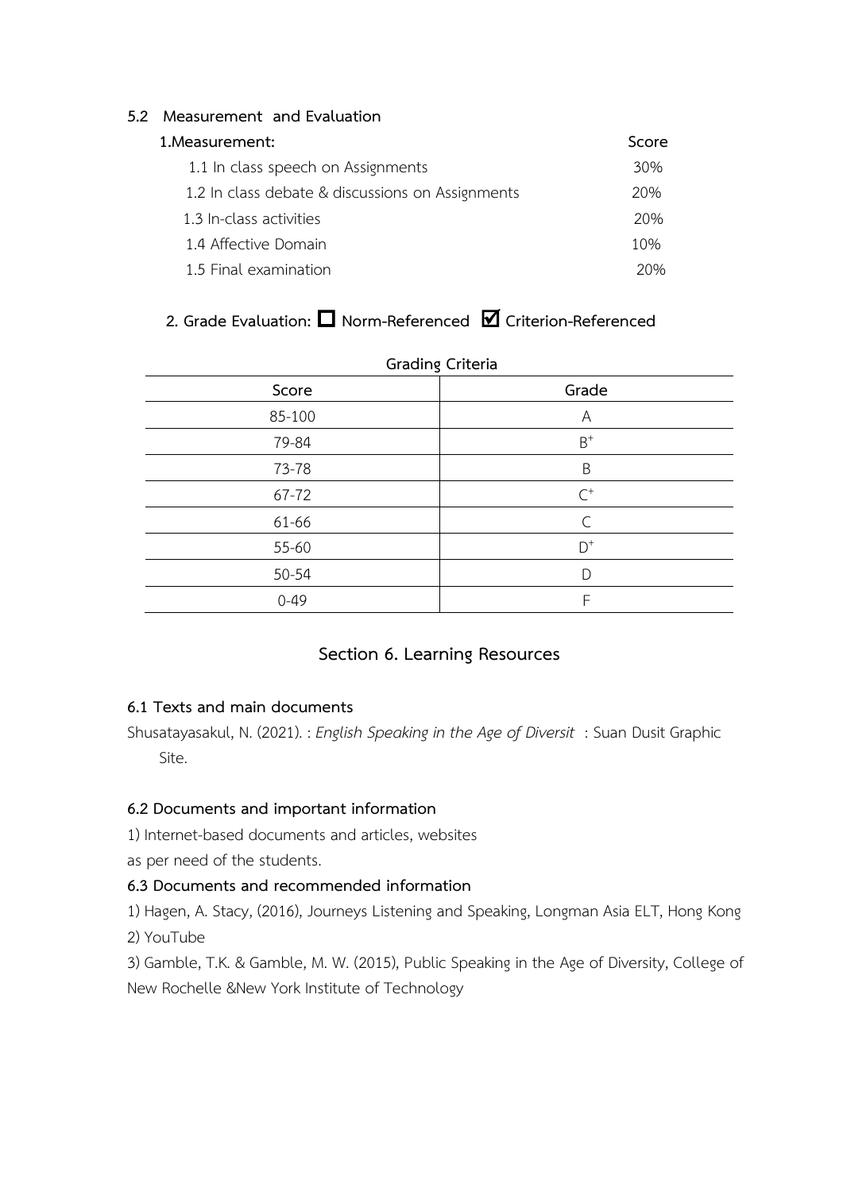### 5.2 Measurement and Evaluation

**1.Measurement:** **Score**

| | |
|---|---|
| 1.1 In class speech on Assignments | 30% |
| 1.2 In class debate & discussions on Assignments | 20% |
| 1.3 In-class activities | 20% |
| 1.4 Affective Domain | 10% |
| 1.5 Final examination | 20% |

**2. Grade Evaluation: ☐ Norm-Referenced ☑ Criterion-Referenced**

**Grading Criteria**

| Score | Grade |
|---|---|
| 85-100 | A |
| 79-84 | $B^+$ |
| 73-78 | B |
| 67-72 | $C^+$ |
| 61-66 | C |
| 55-60 | $D^+$ |
| 50-54 | D |
| 0-49 | F |

## Section 6. Learning Resources

**6.1 Texts and main documents**

Shusatayasakul, N. (2021). : *English Speaking in the Age of Diversit* : Suan Dusit Graphic Site.

**6.2 Documents and important information**

1) Internet-based documents and articles, websites

as per need of the students.

**6.3 Documents and recommended information**

1) Hagen, A. Stacy, (2016), Journeys Listening and Speaking, Longman Asia ELT, Hong Kong

2) YouTube

3) Gamble, T.K. & Gamble, M. W. (2015), Public Speaking in the Age of Diversity, College of New Rochelle &New York Institute of Technology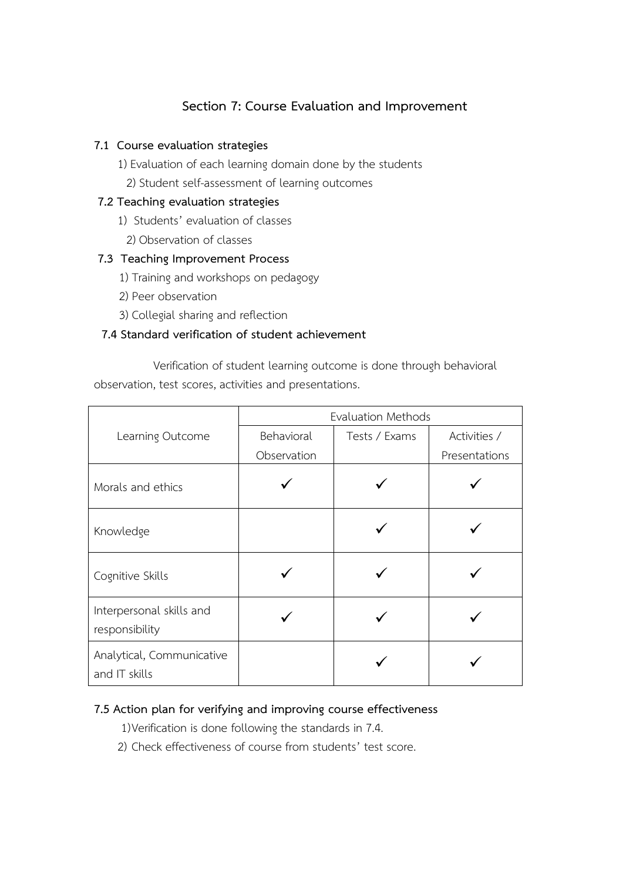## Section 7: Course Evaluation and Improvement

**7.1 Course evaluation strategies**

1) Evaluation of each learning domain done by the students
2) Student self-assessment of learning outcomes

**7.2 Teaching evaluation strategies**

1) Students' evaluation of classes
2) Observation of classes

**7.3 Teaching Improvement Process**

1) Training and workshops on pedagogy
2) Peer observation
3) Collegial sharing and reflection

**7.4 Standard verification of student achievement**

Verification of student learning outcome is done through behavioral observation, test scores, activities and presentations.

| Learning Outcome | Evaluation Methods | | |
|---|---|---|---|
| | Behavioral Observation | Tests / Exams | Activities / Presentations |
| Morals and ethics | ✓ | ✓ | ✓ |
| Knowledge | | ✓ | ✓ |
| Cognitive Skills | ✓ | ✓ | ✓ |
| Interpersonal skills and responsibility | ✓ | ✓ | ✓ |
| Analytical, Communicative and IT skills | | ✓ | ✓ |

**7.5 Action plan for verifying and improving course effectiveness**

1) Verification is done following the standards in 7.4.
2) Check effectiveness of course from students' test score.